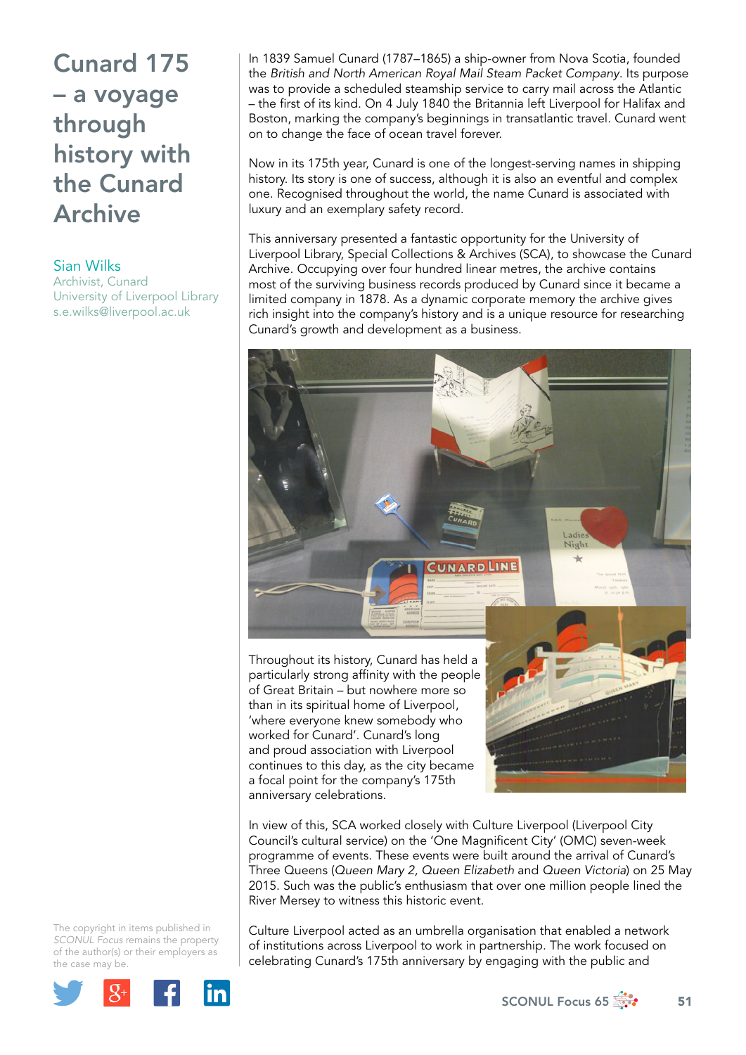# Cunard 175 – a voyage through history with the Cunard Archive

Sian Wilks
Archivist, Cunard
University of Liverpool Library
s.e.wilks@liverpool.ac.uk

In 1839 Samuel Cunard (1787–1865) a ship-owner from Nova Scotia, founded the *British and North American Royal Mail Steam Packet Company*. Its purpose was to provide a scheduled steamship service to carry mail across the Atlantic – the first of its kind. On 4 July 1840 the Britannia left Liverpool for Halifax and Boston, marking the company's beginnings in transatlantic travel. Cunard went on to change the face of ocean travel forever.

Now in its 175th year, Cunard is one of the longest-serving names in shipping history. Its story is one of success, although it is also an eventful and complex one. Recognised throughout the world, the name Cunard is associated with luxury and an exemplary safety record.

This anniversary presented a fantastic opportunity for the University of Liverpool Library, Special Collections & Archives (SCA), to showcase the Cunard Archive. Occupying over four hundred linear metres, the archive contains most of the surviving business records produced by Cunard since it became a limited company in 1878. As a dynamic corporate memory the archive gives rich insight into the company's history and is a unique resource for researching Cunard's growth and development as a business.

Throughout its history, Cunard has held a particularly strong affinity with the people of Great Britain – but nowhere more so than in its spiritual home of Liverpool, 'where everyone knew somebody who worked for Cunard'. Cunard's long and proud association with Liverpool continues to this day, as the city became a focal point for the company's 175th anniversary celebrations.

In view of this, SCA worked closely with Culture Liverpool (Liverpool City Council's cultural service) on the 'One Magnificent City' (OMC) seven-week programme of events. These events were built around the arrival of Cunard's Three Queens (*Queen Mary 2, Queen Elizabeth* and *Queen Victoria*) on 25 May 2015. Such was the public's enthusiasm that over one million people lined the River Mersey to witness this historic event.

Culture Liverpool acted as an umbrella organisation that enabled a network of institutions across Liverpool to work in partnership. The work focused on celebrating Cunard's 175th anniversary by engaging with the public and

The copyright in items published in *SCONUL Focus* remains the property of the author(s) or their employers as the case may be.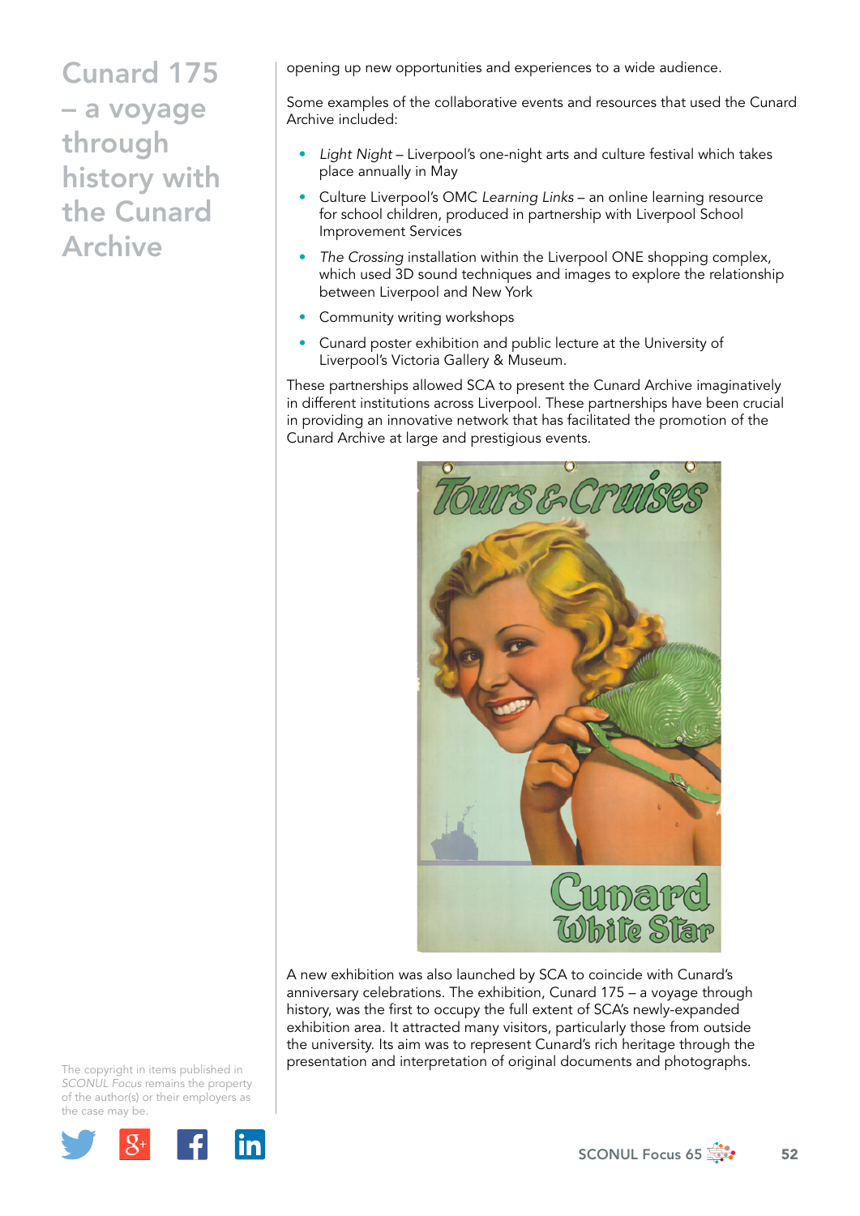# Cunard 175 – a voyage through history with the Cunard Archive

opening up new opportunities and experiences to a wide audience.

Some examples of the collaborative events and resources that used the Cunard Archive included:

- *Light Night* – Liverpool's one-night arts and culture festival which takes place annually in May
- Culture Liverpool's OMC *Learning Links* – an online learning resource for school children, produced in partnership with Liverpool School Improvement Services
- *The Crossing* installation within the Liverpool ONE shopping complex, which used 3D sound techniques and images to explore the relationship between Liverpool and New York
- Community writing workshops
- Cunard poster exhibition and public lecture at the University of Liverpool's Victoria Gallery & Museum.

These partnerships allowed SCA to present the Cunard Archive imaginatively in different institutions across Liverpool. These partnerships have been crucial in providing an innovative network that has facilitated the promotion of the Cunard Archive at large and prestigious events.

A new exhibition was also launched by SCA to coincide with Cunard's anniversary celebrations. The exhibition, Cunard 175 – a voyage through history, was the first to occupy the full extent of SCA's newly-expanded exhibition area. It attracted many visitors, particularly those from outside the university. Its aim was to represent Cunard's rich heritage through the presentation and interpretation of original documents and photographs.

The copyright in items published in *SCONUL Focus* remains the property of the author(s) or their employers as the case may be.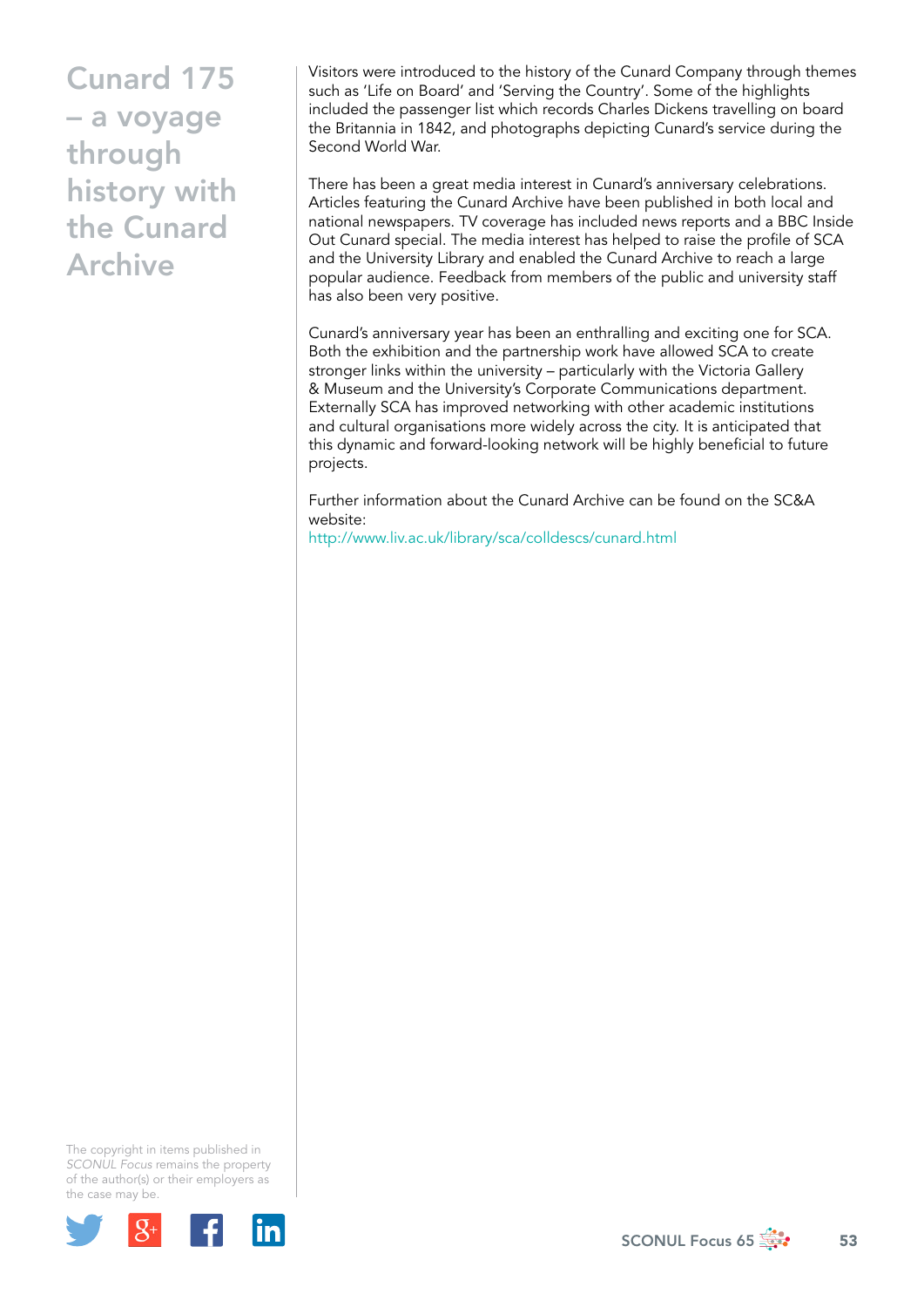# Cunard 175 – a voyage through history with the Cunard Archive

Visitors were introduced to the history of the Cunard Company through themes such as 'Life on Board' and 'Serving the Country'. Some of the highlights included the passenger list which records Charles Dickens travelling on board the Britannia in 1842, and photographs depicting Cunard's service during the Second World War.

There has been a great media interest in Cunard's anniversary celebrations. Articles featuring the Cunard Archive have been published in both local and national newspapers. TV coverage has included news reports and a BBC Inside Out Cunard special. The media interest has helped to raise the profile of SCA and the University Library and enabled the Cunard Archive to reach a large popular audience. Feedback from members of the public and university staff has also been very positive.

Cunard's anniversary year has been an enthralling and exciting one for SCA. Both the exhibition and the partnership work have allowed SCA to create stronger links within the university – particularly with the Victoria Gallery & Museum and the University's Corporate Communications department. Externally SCA has improved networking with other academic institutions and cultural organisations more widely across the city. It is anticipated that this dynamic and forward-looking network will be highly beneficial to future projects.

Further information about the Cunard Archive can be found on the SC&A website:
http://www.liv.ac.uk/library/sca/colldescs/cunard.html

The copyright in items published in *SCONUL Focus* remains the property of the author(s) or their employers as the case may be.